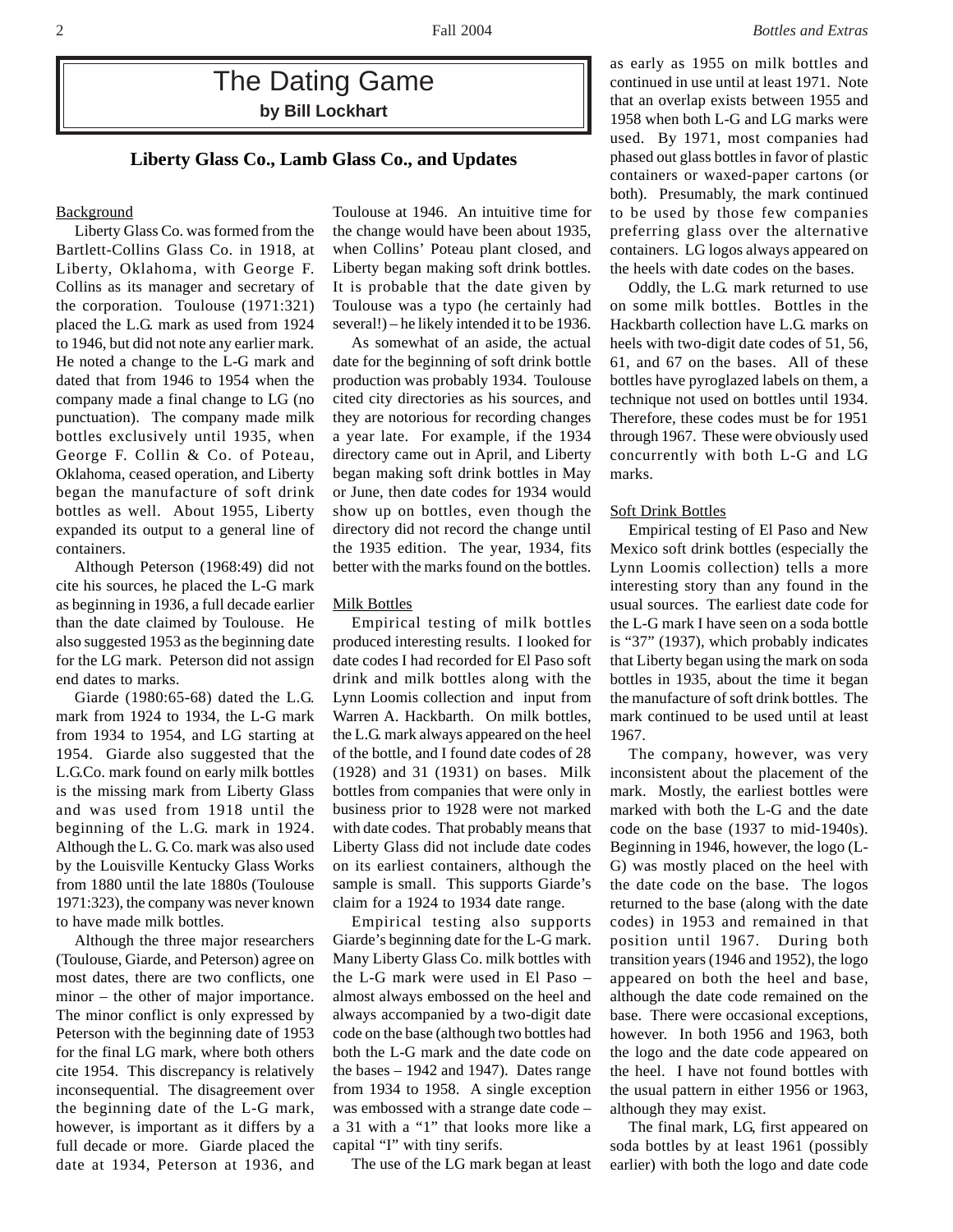# The Dating Game

**by Bill Lockhart**

## Liberty Glass Co., Lamb Glass Co., and Updates

### Background

Liberty Glass Co. was formed from the Bartlett-Collins Glass Co. in 1918, at Liberty, Oklahoma, with George F. Collins as its manager and secretary of the corporation. Toulouse (1971:321) placed the L.G. mark as used from 1924 to 1946, but did not note any earlier mark. He noted a change to the L-G mark and dated that from 1946 to 1954 when the company made a final change to LG (no punctuation). The company made milk bottles exclusively until 1935, when George F. Collin & Co. of Poteau, Oklahoma, ceased operation, and Liberty began the manufacture of soft drink bottles as well. About 1955, Liberty expanded its output to a general line of containers.

Although Peterson (1968:49) did not cite his sources, he placed the L-G mark as beginning in 1936, a full decade earlier than the date claimed by Toulouse. He also suggested 1953 as the beginning date for the LG mark. Peterson did not assign end dates to marks.

Giarde (1980:65-68) dated the L.G. mark from 1924 to 1934, the L-G mark from 1934 to 1954, and LG starting at 1954. Giarde also suggested that the L.G.Co. mark found on early milk bottles is the missing mark from Liberty Glass and was used from 1918 until the beginning of the L.G. mark in 1924. Although the L. G. Co. mark was also used by the Louisville Kentucky Glass Works from 1880 until the late 1880s (Toulouse 1971:323), the company was never known to have made milk bottles.

Although the three major researchers (Toulouse, Giarde, and Peterson) agree on most dates, there are two conflicts, one minor – the other of major importance. The minor conflict is only expressed by Peterson with the beginning date of 1953 for the final LG mark, where both others cite 1954. This discrepancy is relatively inconsequential. The disagreement over the beginning date of the L-G mark, however, is important as it differs by a full decade or more. Giarde placed the date at 1934, Peterson at 1936, and Toulouse at 1946. An intuitive time for the change would have been about 1935, when Collins' Poteau plant closed, and Liberty began making soft drink bottles. It is probable that the date given by Toulouse was a typo (he certainly had several!) – he likely intended it to be 1936.

As somewhat of an aside, the actual date for the beginning of soft drink bottle production was probably 1934. Toulouse cited city directories as his sources, and they are notorious for recording changes a year late. For example, if the 1934 directory came out in April, and Liberty began making soft drink bottles in May or June, then date codes for 1934 would show up on bottles, even though the directory did not record the change until the 1935 edition. The year, 1934, fits better with the marks found on the bottles.

### Milk Bottles

Empirical testing of milk bottles produced interesting results. I looked for date codes I had recorded for El Paso soft drink and milk bottles along with the Lynn Loomis collection and input from Warren A. Hackbarth. On milk bottles, the L.G. mark always appeared on the heel of the bottle, and I found date codes of 28 (1928) and 31 (1931) on bases. Milk bottles from companies that were only in business prior to 1928 were not marked with date codes. That probably means that Liberty Glass did not include date codes on its earliest containers, although the sample is small. This supports Giarde's claim for a 1924 to 1934 date range.

Empirical testing also supports Giarde's beginning date for the L-G mark. Many Liberty Glass Co. milk bottles with the L-G mark were used in El Paso – almost always embossed on the heel and always accompanied by a two-digit date code on the base (although two bottles had both the L-G mark and the date code on the bases – 1942 and 1947). Dates range from 1934 to 1958. A single exception was embossed with a strange date code – a 31 with a "1" that looks more like a capital "I" with tiny serifs.

The use of the LG mark began at least as early as 1955 on milk bottles and continued in use until at least 1971. Note that an overlap exists between 1955 and 1958 when both L-G and LG marks were used. By 1971, most companies had phased out glass bottles in favor of plastic containers or waxed-paper cartons (or both). Presumably, the mark continued to be used by those few companies preferring glass over the alternative containers. LG logos always appeared on the heels with date codes on the bases.

Oddly, the L.G. mark returned to use on some milk bottles. Bottles in the Hackbarth collection have L.G. marks on heels with two-digit date codes of 51, 56, 61, and 67 on the bases. All of these bottles have pyroglazed labels on them, a technique not used on bottles until 1934. Therefore, these codes must be for 1951 through 1967. These were obviously used concurrently with both L-G and LG marks.

### Soft Drink Bottles

Empirical testing of El Paso and New Mexico soft drink bottles (especially the Lynn Loomis collection) tells a more interesting story than any found in the usual sources. The earliest date code for the L-G mark I have seen on a soda bottle is "37" (1937), which probably indicates that Liberty began using the mark on soda bottles in 1935, about the time it began the manufacture of soft drink bottles. The mark continued to be used until at least 1967.

The company, however, was very inconsistent about the placement of the mark. Mostly, the earliest bottles were marked with both the L-G and the date code on the base (1937 to mid-1940s). Beginning in 1946, however, the logo (L-G) was mostly placed on the heel with the date code on the base. The logos returned to the base (along with the date codes) in 1953 and remained in that position until 1967. During both transition years (1946 and 1952), the logo appeared on both the heel and base, although the date code remained on the base. There were occasional exceptions, however. In both 1956 and 1963, both the logo and the date code appeared on the heel. I have not found bottles with the usual pattern in either 1956 or 1963, although they may exist.

The final mark, LG, first appeared on soda bottles by at least 1961 (possibly earlier) with both the logo and date code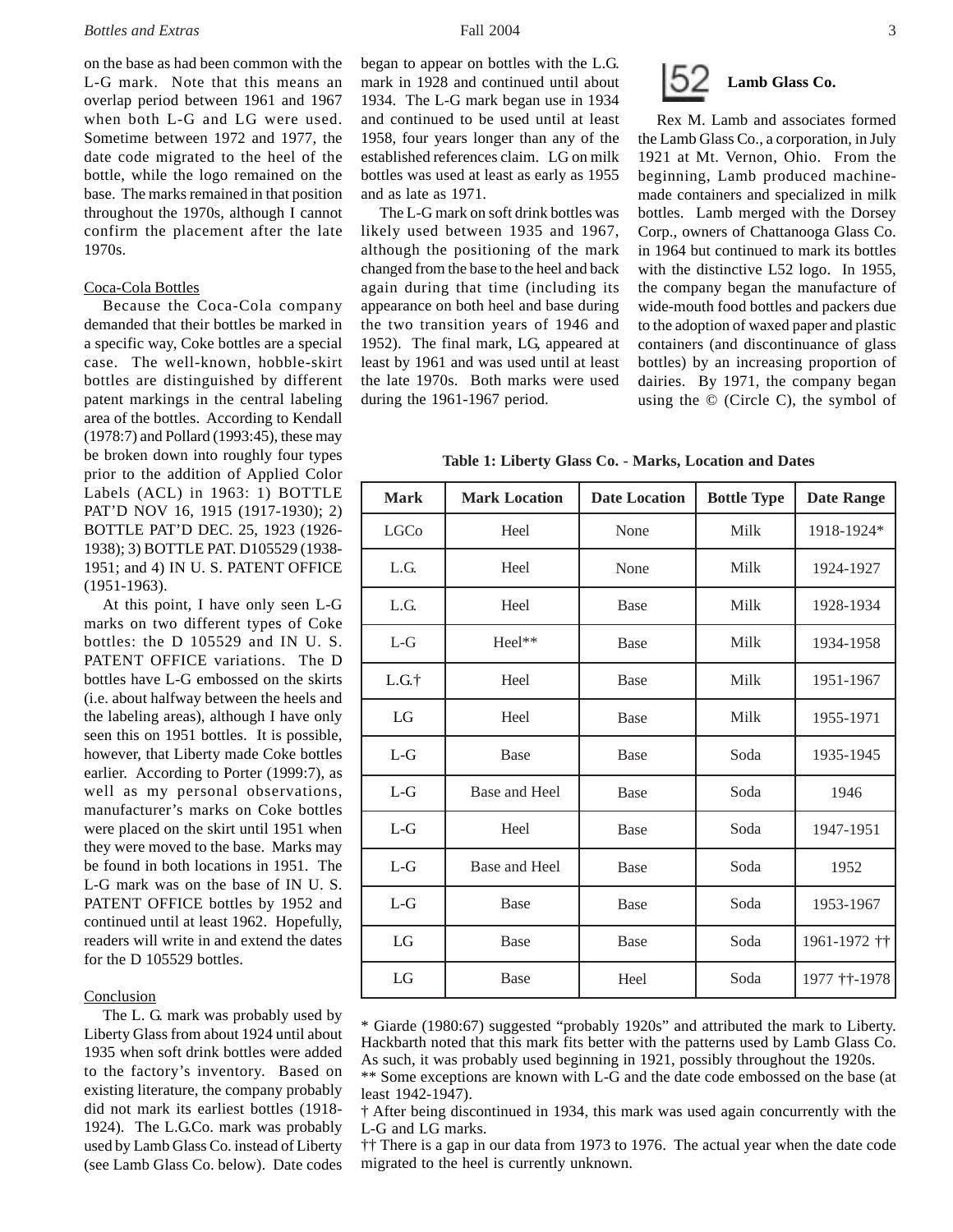on the base as had been common with the L-G mark. Note that this means an overlap period between 1961 and 1967 when both L-G and LG were used. Sometime between 1972 and 1977, the date code migrated to the heel of the bottle, while the logo remained on the base. The marks remained in that position throughout the 1970s, although I cannot confirm the placement after the late 1970s.

Coca-Cola Bottles

Because the Coca-Cola company demanded that their bottles be marked in a specific way, Coke bottles are a special case. The well-known, hobble-skirt bottles are distinguished by different patent markings in the central labeling area of the bottles. According to Kendall (1978:7) and Pollard (1993:45), these may be broken down into roughly four types prior to the addition of Applied Color Labels (ACL) in 1963: 1) BOTTLE PAT'D NOV 16, 1915 (1917-1930); 2) BOTTLE PAT'D DEC. 25, 1923 (1926-1938); 3) BOTTLE PAT. D105529 (1938-1951; and 4) IN U. S. PATENT OFFICE (1951-1963).

At this point, I have only seen L-G marks on two different types of Coke bottles: the D 105529 and IN U. S. PATENT OFFICE variations. The D bottles have L-G embossed on the skirts (i.e. about halfway between the heels and the labeling areas), although I have only seen this on 1951 bottles. It is possible, however, that Liberty made Coke bottles earlier. According to Porter (1999:7), as well as my personal observations, manufacturer's marks on Coke bottles were placed on the skirt until 1951 when they were moved to the base. Marks may be found in both locations in 1951. The L-G mark was on the base of IN U. S. PATENT OFFICE bottles by 1952 and continued until at least 1962. Hopefully, readers will write in and extend the dates for the D 105529 bottles.

Conclusion

The L. G. mark was probably used by Liberty Glass from about 1924 until about 1935 when soft drink bottles were added to the factory's inventory. Based on existing literature, the company probably did not mark its earliest bottles (1918-1924). The L.G.Co. mark was probably used by Lamb Glass Co. instead of Liberty (see Lamb Glass Co. below). Date codes began to appear on bottles with the L.G. mark in 1928 and continued until about 1934. The L-G mark began use in 1934 and continued to be used until at least 1958, four years longer than any of the established references claim. LG on milk bottles was used at least as early as 1955 and as late as 1971.

The L-G mark on soft drink bottles was likely used between 1935 and 1967, although the positioning of the mark changed from the base to the heel and back again during that time (including its appearance on both heel and base during the two transition years of 1946 and 1952). The final mark, LG, appeared at least by 1961 and was used until at least the late 1970s. Both marks were used during the 1961-1967 period.

## L52 Lamb Glass Co.

Rex M. Lamb and associates formed the Lamb Glass Co., a corporation, in July 1921 at Mt. Vernon, Ohio. From the beginning, Lamb produced machine-made containers and specialized in milk bottles. Lamb merged with the Dorsey Corp., owners of Chattanooga Glass Co. in 1964 but continued to mark its bottles with the distinctive L52 logo. In 1955, the company began the manufacture of wide-mouth food bottles and packers due to the adoption of waxed paper and plastic containers (and discontinuance of glass bottles) by an increasing proportion of dairies. By 1971, the company began using the © (Circle C), the symbol of

**Table 1: Liberty Glass Co. - Marks, Location and Dates**

| Mark | Mark Location | Date Location | Bottle Type | Date Range |
|---|---|---|---|---|
| LGCo | Heel | None | Milk | 1918-1924* |
| L.G. | Heel | None | Milk | 1924-1927 |
| L.G. | Heel | Base | Milk | 1928-1934 |
| L-G | Heel** | Base | Milk | 1934-1958 |
| L.G.† | Heel | Base | Milk | 1951-1967 |
| LG | Heel | Base | Milk | 1955-1971 |
| L-G | Base | Base | Soda | 1935-1945 |
| L-G | Base and Heel | Base | Soda | 1946 |
| L-G | Heel | Base | Soda | 1947-1951 |
| L-G | Base and Heel | Base | Soda | 1952 |
| L-G | Base | Base | Soda | 1953-1967 |
| LG | Base | Base | Soda | 1961-1972 †† |
| LG | Base | Heel | Soda | 1977 ††-1978 |

* Giarde (1980:67) suggested "probably 1920s" and attributed the mark to Liberty. Hackbarth noted that this mark fits better with the patterns used by Lamb Glass Co. As such, it was probably used beginning in 1921, possibly throughout the 1920s.

** Some exceptions are known with L-G and the date code embossed on the base (at least 1942-1947).

† After being discontinued in 1934, this mark was used again concurrently with the L-G and LG marks.

†† There is a gap in our data from 1973 to 1976. The actual year when the date code migrated to the heel is currently unknown.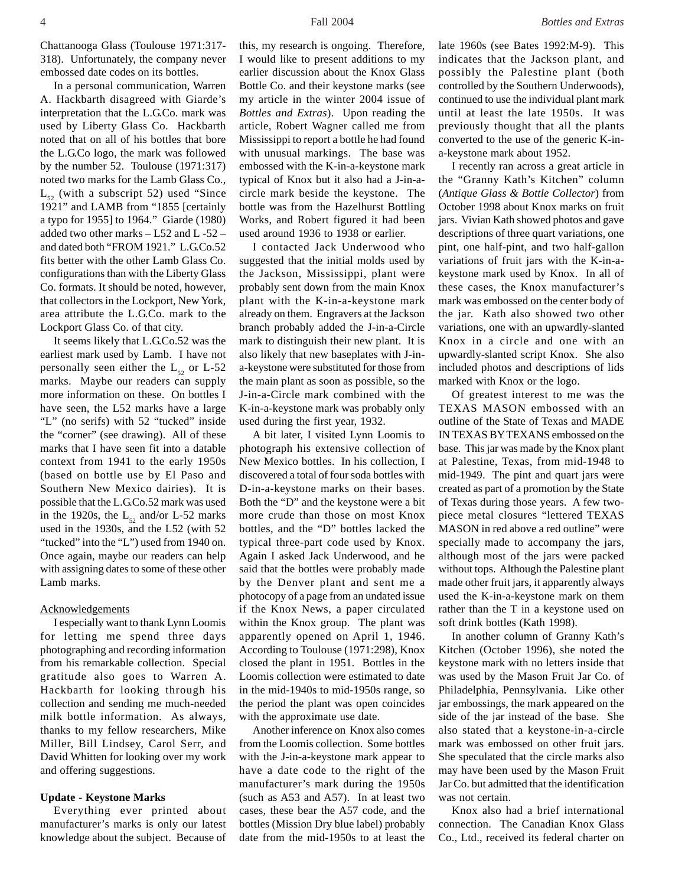Chattanooga Glass (Toulouse 1971:317-318). Unfortunately, the company never embossed date codes on its bottles.

In a personal communication, Warren A. Hackbarth disagreed with Giarde's interpretation that the L.G.Co. mark was used by Liberty Glass Co. Hackbarth noted that on all of his bottles that bore the L.G.Co logo, the mark was followed by the number 52. Toulouse (1971:317) noted two marks for the Lamb Glass Co., $L_{52}$ (with a subscript 52) used "Since 1921" and LAMB from "1855 [certainly a typo for 1955] to 1964." Giarde (1980) added two other marks – L52 and L -52 – and dated both "FROM 1921." L.G.Co.52 fits better with the other Lamb Glass Co. configurations than with the Liberty Glass Co. formats. It should be noted, however, that collectors in the Lockport, New York, area attribute the L.G.Co. mark to the Lockport Glass Co. of that city.

It seems likely that L.G.Co.52 was the earliest mark used by Lamb. I have not personally seen either the $L_{52}$ or L-52 marks. Maybe our readers can supply more information on these. On bottles I have seen, the L52 marks have a large "L" (no serifs) with 52 "tucked" inside the "corner" (see drawing). All of these marks that I have seen fit into a datable context from 1941 to the early 1950s (based on bottle use by El Paso and Southern New Mexico dairies). It is possible that the L.G.Co.52 mark was used in the 1920s, the $L_{52}$ and/or L-52 marks used in the 1930s, and the L52 (with 52 "tucked" into the "L") used from 1940 on. Once again, maybe our readers can help with assigning dates to some of these other Lamb marks.

## Acknowledgements

I especially want to thank Lynn Loomis for letting me spend three days photographing and recording information from his remarkable collection. Special gratitude also goes to Warren A. Hackbarth for looking through his collection and sending me much-needed milk bottle information. As always, thanks to my fellow researchers, Mike Miller, Bill Lindsey, Carol Serr, and David Whitten for looking over my work and offering suggestions.

## Update - Keystone Marks

Everything ever printed about manufacturer's marks is only our latest knowledge about the subject. Because of this, my research is ongoing. Therefore, I would like to present additions to my earlier discussion about the Knox Glass Bottle Co. and their keystone marks (see my article in the winter 2004 issue of *Bottles and Extras*). Upon reading the article, Robert Wagner called me from Mississippi to report a bottle he had found with unusual markings. The base was embossed with the K-in-a-keystone mark typical of Knox but it also had a J-in-a-circle mark beside the keystone. The bottle was from the Hazelhurst Bottling Works, and Robert figured it had been used around 1936 to 1938 or earlier.

I contacted Jack Underwood who suggested that the initial molds used by the Jackson, Mississippi, plant were probably sent down from the main Knox plant with the K-in-a-keystone mark already on them. Engravers at the Jackson branch probably added the J-in-a-Circle mark to distinguish their new plant. It is also likely that new baseplates with J-in-a-keystone were substituted for those from the main plant as soon as possible, so the J-in-a-Circle mark combined with the K-in-a-keystone mark was probably only used during the first year, 1932.

A bit later, I visited Lynn Loomis to photograph his extensive collection of New Mexico bottles. In his collection, I discovered a total of four soda bottles with D-in-a-keystone marks on their bases. Both the "D" and the keystone were a bit more crude than those on most Knox bottles, and the "D" bottles lacked the typical three-part code used by Knox. Again I asked Jack Underwood, and he said that the bottles were probably made by the Denver plant and sent me a photocopy of a page from an undated issue if the Knox News, a paper circulated within the Knox group. The plant was apparently opened on April 1, 1946. According to Toulouse (1971:298), Knox closed the plant in 1951. Bottles in the Loomis collection were estimated to date in the mid-1940s to mid-1950s range, so the period the plant was open coincides with the approximate use date.

Another inference on Knox also comes from the Loomis collection. Some bottles with the J-in-a-keystone mark appear to have a date code to the right of the manufacturer's mark during the 1950s (such as A53 and A57). In at least two cases, these bear the A57 code, and the bottles (Mission Dry blue label) probably date from the mid-1950s to at least the late 1960s (see Bates 1992:M-9). This indicates that the Jackson plant, and possibly the Palestine plant (both controlled by the Southern Underwoods), continued to use the individual plant mark until at least the late 1950s. It was previously thought that all the plants converted to the use of the generic K-in-a-keystone mark about 1952.

I recently ran across a great article in the "Granny Kath's Kitchen" column (*Antique Glass & Bottle Collector*) from October 1998 about Knox marks on fruit jars. Vivian Kath showed photos and gave descriptions of three quart variations, one pint, one half-pint, and two half-gallon variations of fruit jars with the K-in-a-keystone mark used by Knox. In all of these cases, the Knox manufacturer's mark was embossed on the center body of the jar. Kath also showed two other variations, one with an upwardly-slanted Knox in a circle and one with an upwardly-slanted script Knox. She also included photos and descriptions of lids marked with Knox or the logo.

Of greatest interest to me was the TEXAS MASON embossed with an outline of the State of Texas and MADE IN TEXAS BY TEXANS embossed on the base. This jar was made by the Knox plant at Palestine, Texas, from mid-1948 to mid-1949. The pint and quart jars were created as part of a promotion by the State of Texas during those years. A few two-piece metal closures "lettered TEXAS MASON in red above a red outline" were specially made to accompany the jars, although most of the jars were packed without tops. Although the Palestine plant made other fruit jars, it apparently always used the K-in-a-keystone mark on them rather than the T in a keystone used on soft drink bottles (Kath 1998).

In another column of Granny Kath's Kitchen (October 1996), she noted the keystone mark with no letters inside that was used by the Mason Fruit Jar Co. of Philadelphia, Pennsylvania. Like other jar embossings, the mark appeared on the side of the jar instead of the base. She also stated that a keystone-in-a-circle mark was embossed on other fruit jars. She speculated that the circle marks also may have been used by the Mason Fruit Jar Co. but admitted that the identification was not certain.

Knox also had a brief international connection. The Canadian Knox Glass Co., Ltd., received its federal charter on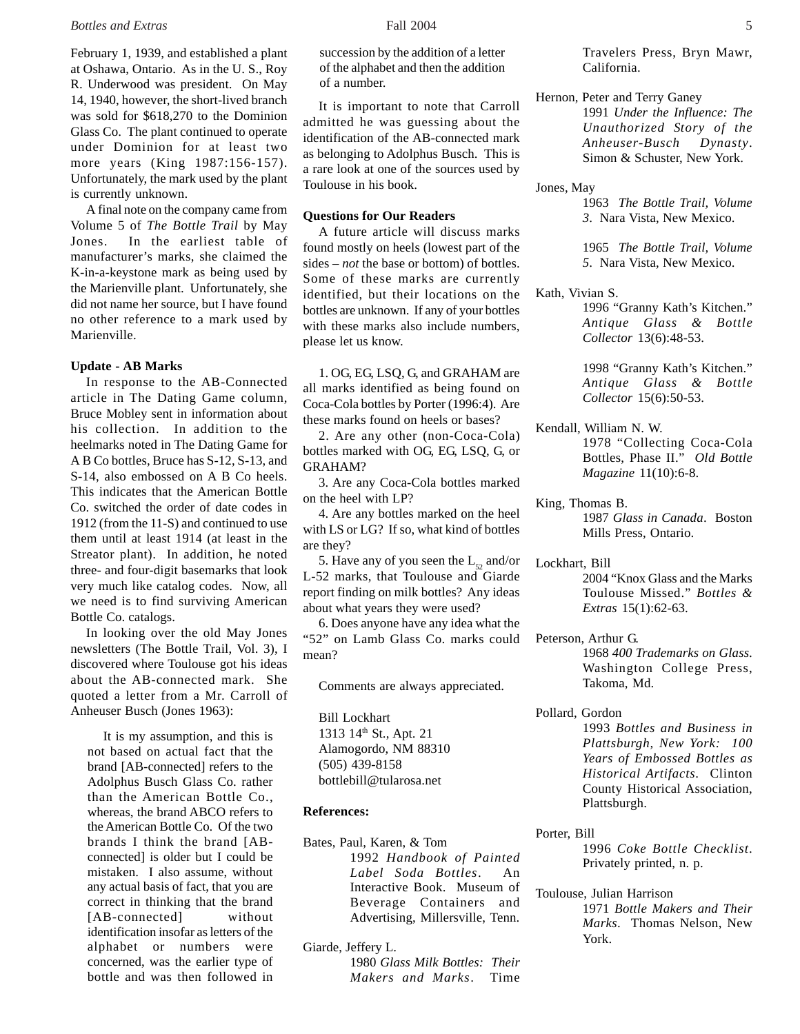February 1, 1939, and established a plant at Oshawa, Ontario. As in the U. S., Roy R. Underwood was president. On May 14, 1940, however, the short-lived branch was sold for $618,270 to the Dominion Glass Co. The plant continued to operate under Dominion for at least two more years (King 1987:156-157). Unfortunately, the mark used by the plant is currently unknown.

A final note on the company came from Volume 5 of *The Bottle Trail* by May Jones. In the earliest table of manufacturer's marks, she claimed the K-in-a-keystone mark as being used by the Marienville plant. Unfortunately, she did not name her source, but I have found no other reference to a mark used by Marienville.

**Update - AB Marks**

In response to the AB-Connected article in The Dating Game column, Bruce Mobley sent in information about his collection. In addition to the heelmarks noted in The Dating Game for A B Co bottles, Bruce has S-12, S-13, and S-14, also embossed on A B Co heels. This indicates that the American Bottle Co. switched the order of date codes in 1912 (from the 11-S) and continued to use them until at least 1914 (at least in the Streator plant). In addition, he noted three- and four-digit basemarks that look very much like catalog codes. Now, all we need is to find surviving American Bottle Co. catalogs.

In looking over the old May Jones newsletters (The Bottle Trail, Vol. 3), I discovered where Toulouse got his ideas about the AB-connected mark. She quoted a letter from a Mr. Carroll of Anheuser Busch (Jones 1963):

> It is my assumption, and this is not based on actual fact that the brand [AB-connected] refers to the Adolphus Busch Glass Co. rather than the American Bottle Co., whereas, the brand ABCO refers to the American Bottle Co. Of the two brands I think the brand [AB-connected] is older but I could be mistaken. I also assume, without any actual basis of fact, that you are correct in thinking that the brand [AB-connected] without identification insofar as letters of the alphabet or numbers were concerned, was the earlier type of bottle and was then followed in succession by the addition of a letter of the alphabet and then the addition of a number.

It is important to note that Carroll admitted he was guessing about the identification of the AB-connected mark as belonging to Adolphus Busch. This is a rare look at one of the sources used by Toulouse in his book.

**Questions for Our Readers**

A future article will discuss marks found mostly on heels (lowest part of the sides – *not* the base or bottom) of bottles. Some of these marks are currently identified, but their locations on the bottles are unknown. If any of your bottles with these marks also include numbers, please let us know.

1. OG, EG, LSQ, G, and GRAHAM are all marks identified as being found on Coca-Cola bottles by Porter (1996:4). Are these marks found on heels or bases?

2. Are any other (non-Coca-Cola) bottles marked with OG, EG, LSQ, G, or GRAHAM?

3. Are any Coca-Cola bottles marked on the heel with LP?

4. Are any bottles marked on the heel with LS or LG? If so, what kind of bottles are they?

5. Have any of you seen the $L_{52}$ and/or L-52 marks, that Toulouse and Giarde report finding on milk bottles? Any ideas about what years they were used?

6. Does anyone have any idea what the "52" on Lamb Glass Co. marks could mean?

Comments are always appreciated.

Bill Lockhart
1313 14th St., Apt. 21
Alamogordo, NM 88310
(505) 439-8158
bottlebill@tularosa.net

**References:**

Bates, Paul, Karen, & Tom
1992 *Handbook of Painted Label Soda Bottles*. An Interactive Book. Museum of Beverage Containers and Advertising, Millersville, Tenn.

Giarde, Jeffery L.
1980 *Glass Milk Bottles: Their Makers and Marks*. Time Travelers Press, Bryn Mawr, California.

Hernon, Peter and Terry Ganey
1991 *Under the Influence: The Unauthorized Story of the Anheuser-Busch Dynasty*. Simon & Schuster, New York.

Jones, May
1963 *The Bottle Trail, Volume 3*. Nara Vista, New Mexico.

1965 *The Bottle Trail, Volume 5*. Nara Vista, New Mexico.

Kath, Vivian S.
1996 "Granny Kath's Kitchen." *Antique Glass & Bottle Collector* 13(6):48-53.

1998 "Granny Kath's Kitchen." *Antique Glass & Bottle Collector* 15(6):50-53.

Kendall, William N. W.
1978 "Collecting Coca-Cola Bottles, Phase II." *Old Bottle Magazine* 11(10):6-8.

King, Thomas B.
1987 *Glass in Canada*. Boston Mills Press, Ontario.

Lockhart, Bill
2004 "Knox Glass and the Marks Toulouse Missed." *Bottles & Extras* 15(1):62-63.

Peterson, Arthur G.
1968 *400 Trademarks on Glass*. Washington College Press, Takoma, Md.

Pollard, Gordon
1993 *Bottles and Business in Plattsburgh, New York: 100 Years of Embossed Bottles as Historical Artifacts*. Clinton County Historical Association, Plattsburgh.

Porter, Bill
1996 *Coke Bottle Checklist*. Privately printed, n. p.

Toulouse, Julian Harrison
1971 *Bottle Makers and Their Marks*. Thomas Nelson, New York.